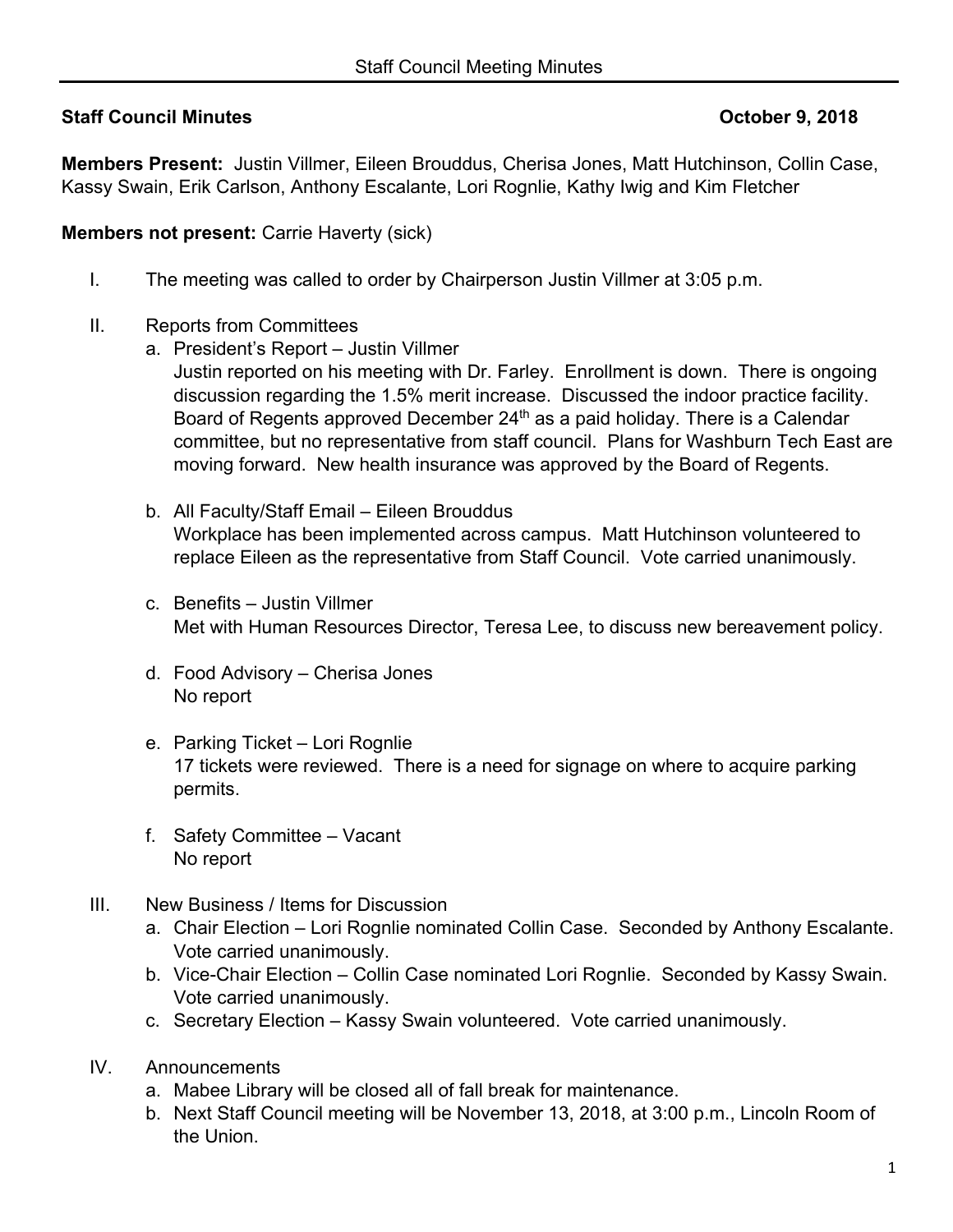**Staff Council Minutes** **October 9, 2018**

**Members Present:** Justin Villmer, Eileen Brouddus, Cherisa Jones, Matt Hutchinson, Collin Case, Kassy Swain, Erik Carlson, Anthony Escalante, Lori Rognlie, Kathy Iwig and Kim Fletcher

**Members not present:** Carrie Haverty (sick)

I. The meeting was called to order by Chairperson Justin Villmer at 3:05 p.m.

II. Reports from Committees
   a. President's Report – Justin Villmer
      Justin reported on his meeting with Dr. Farley. Enrollment is down. There is ongoing discussion regarding the 1.5% merit increase. Discussed the indoor practice facility. Board of Regents approved December 24th as a paid holiday. There is a Calendar committee, but no representative from staff council. Plans for Washburn Tech East are moving forward. New health insurance was approved by the Board of Regents.

   b. All Faculty/Staff Email – Eileen Brouddus
      Workplace has been implemented across campus. Matt Hutchinson volunteered to replace Eileen as the representative from Staff Council. Vote carried unanimously.

   c. Benefits – Justin Villmer
      Met with Human Resources Director, Teresa Lee, to discuss new bereavement policy.

   d. Food Advisory – Cherisa Jones
      No report

   e. Parking Ticket – Lori Rognlie
      17 tickets were reviewed. There is a need for signage on where to acquire parking permits.

   f. Safety Committee – Vacant
      No report

III. New Business / Items for Discussion
   a. Chair Election – Lori Rognlie nominated Collin Case. Seconded by Anthony Escalante. Vote carried unanimously.
   b. Vice-Chair Election – Collin Case nominated Lori Rognlie. Seconded by Kassy Swain. Vote carried unanimously.
   c. Secretary Election – Kassy Swain volunteered. Vote carried unanimously.

IV. Announcements
   a. Mabee Library will be closed all of fall break for maintenance.
   b. Next Staff Council meeting will be November 13, 2018, at 3:00 p.m., Lincoln Room of the Union.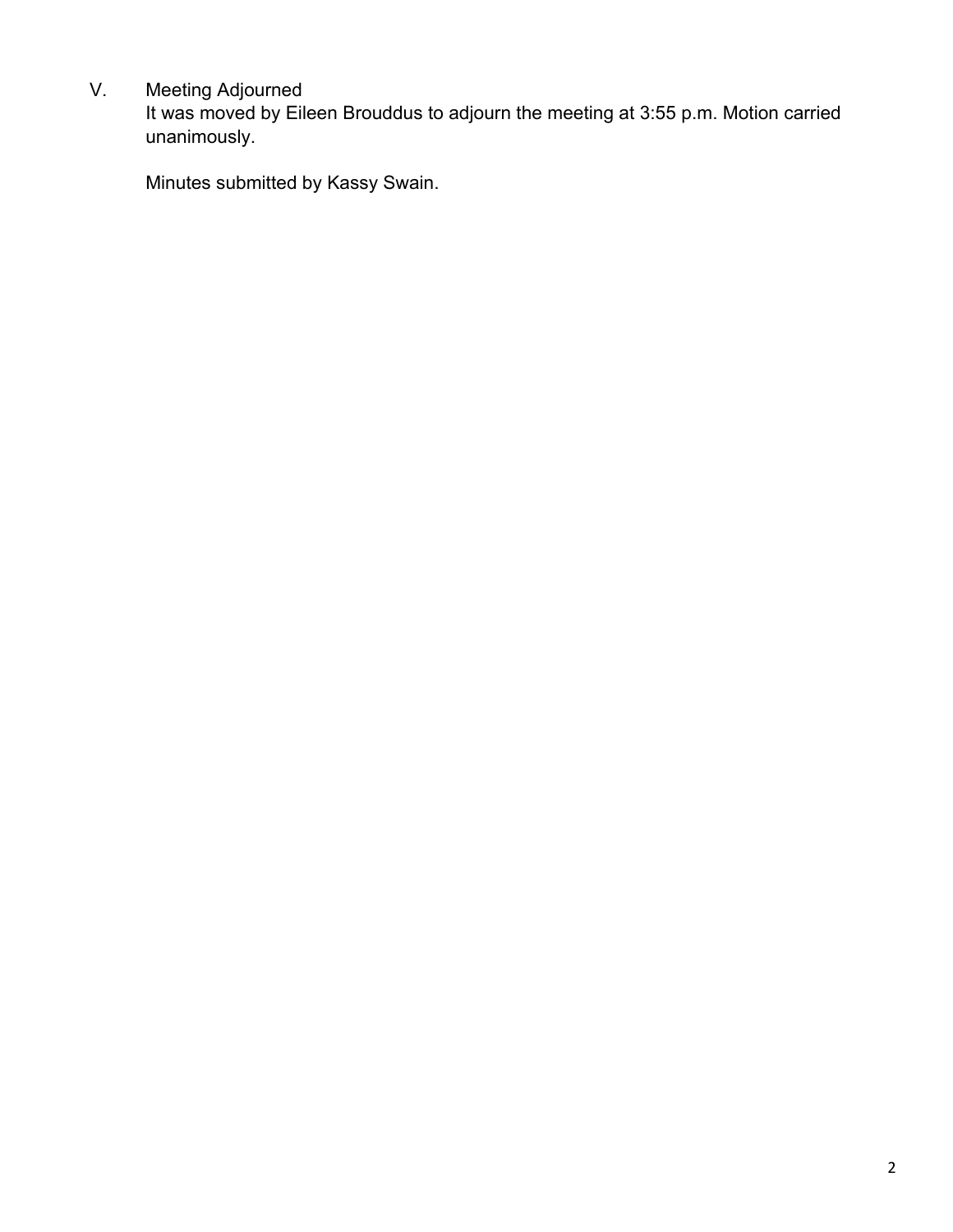V. Meeting Adjourned

It was moved by Eileen Brouddus to adjourn the meeting at 3:55 p.m. Motion carried unanimously.

Minutes submitted by Kassy Swain.